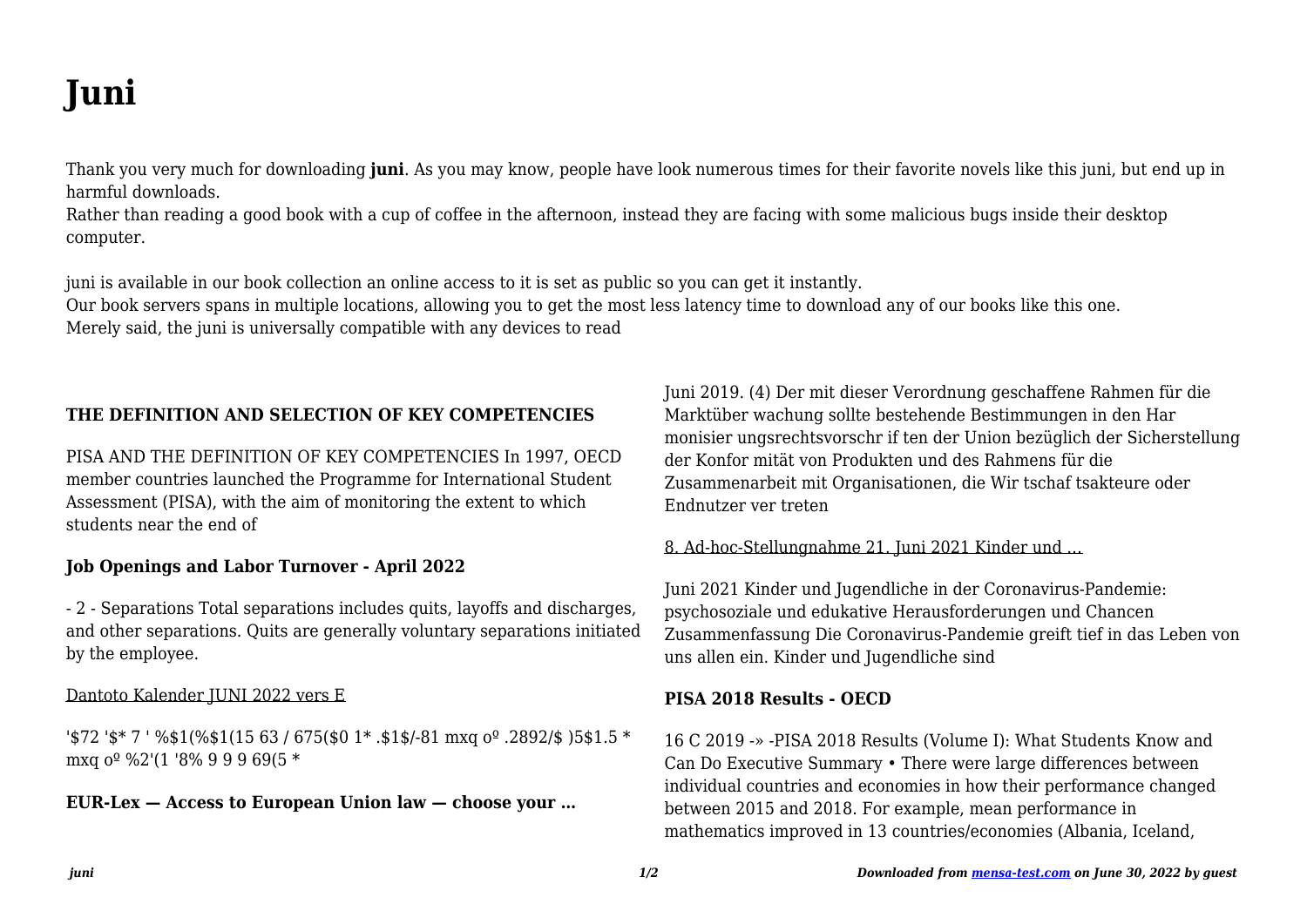# Juni

Thank you very much for downloading **juni**. As you may know, people have look numerous times for their favorite novels like this juni, but end up in harmful downloads.
Rather than reading a good book with a cup of coffee in the afternoon, instead they are facing with some malicious bugs inside their desktop computer.

juni is available in our book collection an online access to it is set as public so you can get it instantly.
Our book servers spans in multiple locations, allowing you to get the most less latency time to download any of our books like this one.
Merely said, the juni is universally compatible with any devices to read

### THE DEFINITION AND SELECTION OF KEY COMPETENCIES

PISA AND THE DEFINITION OF KEY COMPETENCIES In 1997, OECD member countries launched the Programme for International Student Assessment (PISA), with the aim of monitoring the extent to which students near the end of

### Job Openings and Labor Turnover - April 2022

- 2 - Separations Total separations includes quits, layoffs and discharges, and other separations. Quits are generally voluntary separations initiated by the employee.

Dantoto Kalender JUNI 2022 vers E

'$72 '$* 7 ' %$1(%$1(15 63 / 675($0 1* .$1$/-81 mxq oº .2892/$ )5$1.5 * mxq oº %2'(1 '8% 9 9 9 69(5 *

### EUR-Lex — Access to European Union law — choose your …

Juni 2019. (4) Der mit dieser Verordnung geschaffene Rahmen für die Marktüber wachung sollte bestehende Bestimmungen in den Har monisier ungsrechtsvorschr if ten der Union bezüglich der Sicherstellung der Konfor mität von Produkten und des Rahmens für die Zusammenarbeit mit Organisationen, die Wir tschaf tsakteure oder Endnutzer ver treten

8. Ad-hoc-Stellungnahme 21. Juni 2021 Kinder und …

Juni 2021 Kinder und Jugendliche in der Coronavirus-Pandemie: psychosoziale und edukative Herausforderungen und Chancen Zusammenfassung Die Coronavirus-Pandemie greift tief in das Leben von uns allen ein. Kinder und Jugendliche sind

### PISA 2018 Results - OECD

16 C 2019 -» -PISA 2018 Results (Volume I): What Students Know and Can Do Executive Summary • There were large differences between individual countries and economies in how their performance changed between 2015 and 2018. For example, mean performance in mathematics improved in 13 countries/economies (Albania, Iceland,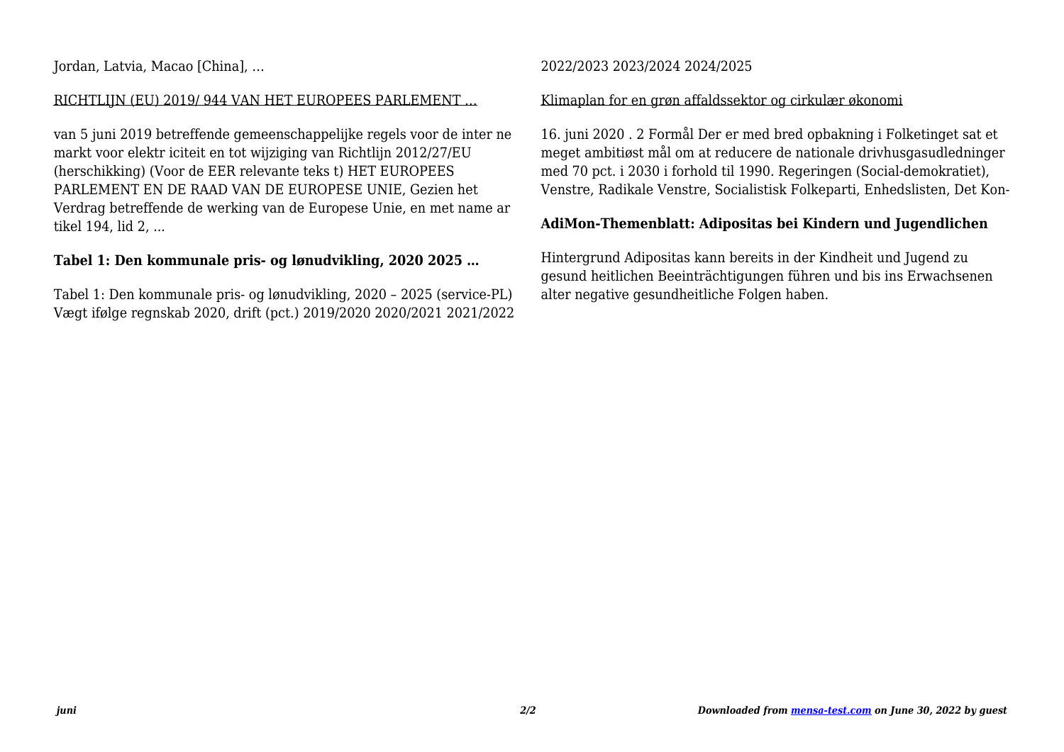Jordan, Latvia, Macao [China], ...

RICHTLIJN (EU) 2019/ 944 VAN HET EUROPEES PARLEMENT ...

van 5 juni 2019 betreffende gemeenschappelijke regels voor de inter ne markt voor elektr iciteit en tot wijziging van Richtlijn 2012/27/EU (herschikking) (Voor de EER relevante teks t) HET EUROPEES PARLEMENT EN DE RAAD VAN DE EUROPESE UNIE, Gezien het Verdrag betreffende de werking van de Europese Unie, en met name ar tikel 194, lid 2, ...

**Tabel 1: Den kommunale pris- og lønudvikling, 2020 2025 ...**

Tabel 1: Den kommunale pris- og lønudvikling, 2020 – 2025 (service-PL) Vægt ifølge regnskab 2020, drift (pct.) 2019/2020 2020/2021 2021/2022 2022/2023 2023/2024 2024/2025

Klimaplan for en grøn affaldssektor og cirkulær økonomi

16. juni 2020 . 2 Formål Der er med bred opbakning i Folketinget sat et meget ambitiøst mål om at reducere de nationale drivhusgasudledninger med 70 pct. i 2030 i forhold til 1990. Regeringen (Social-demokratiet), Venstre, Radikale Venstre, Socialistisk Folkeparti, Enhedslisten, Det Kon-

**AdiMon-Themenblatt: Adipositas bei Kindern und Jugendlichen**

Hintergrund Adipositas kann bereits in der Kindheit und Jugend zu gesund heitlichen Beeinträchtigungen führen und bis ins Erwachsenen alter negative gesundheitliche Folgen haben.